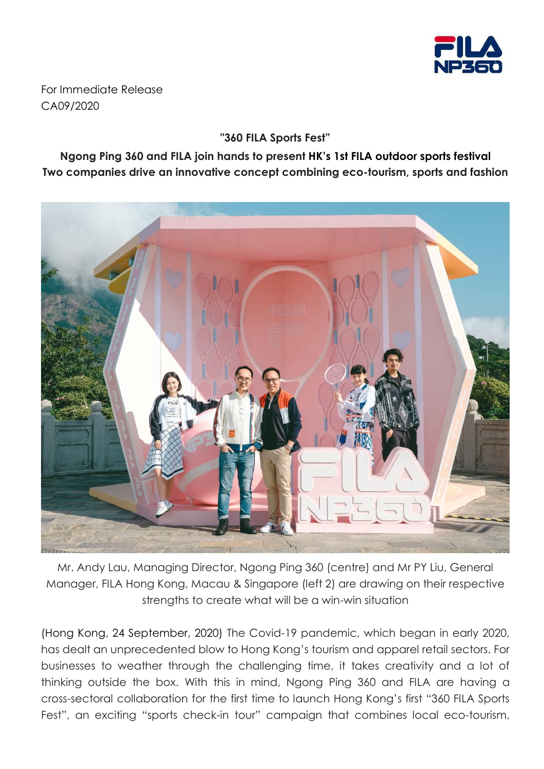For Immediate Release
CA09/2020

**"360 FILA Sports Fest"**

**Ngong Ping 360 and FILA join hands to present HK's 1st FILA outdoor sports festival**
**Two companies drive an innovative concept combining eco-tourism, sports and fashion**

Mr. Andy Lau, Managing Director, Ngong Ping 360 (centre) and Mr PY Liu, General Manager, FILA Hong Kong, Macau & Singapore (left 2) are drawing on their respective strengths to create what will be a win-win situation

(Hong Kong, 24 September, 2020) The Covid-19 pandemic, which began in early 2020, has dealt an unprecedented blow to Hong Kong's tourism and apparel retail sectors. For businesses to weather through the challenging time, it takes creativity and a lot of thinking outside the box. With this in mind, Ngong Ping 360 and FILA are having a cross-sectoral collaboration for the first time to launch Hong Kong's first "360 FILA Sports Fest", an exciting "sports check-in tour" campaign that combines local eco-tourism,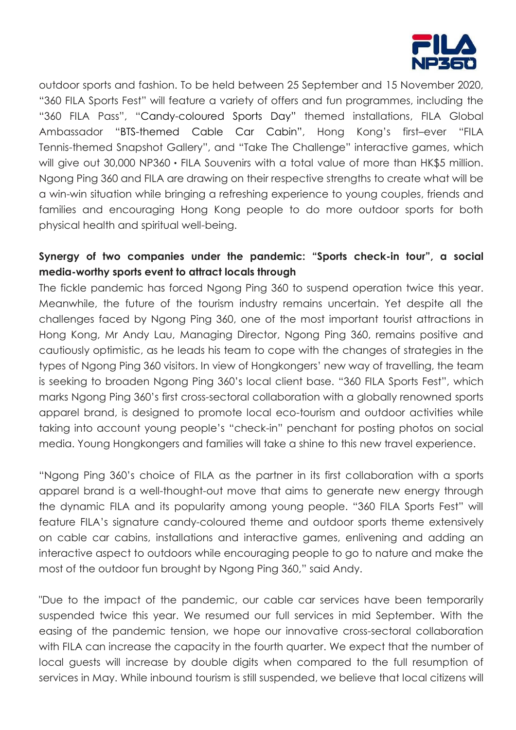outdoor sports and fashion. To be held between 25 September and 15 November 2020, "360 FILA Sports Fest" will feature a variety of offers and fun programmes, including the "360 FILA Pass", "Candy-coloured Sports Day" themed installations, FILA Global Ambassador "BTS-themed Cable Car Cabin", Hong Kong's first–ever "FILA Tennis-themed Snapshot Gallery", and "Take The Challenge" interactive games, which will give out 30,000 NP360 • FILA Souvenirs with a total value of more than HK$5 million. Ngong Ping 360 and FILA are drawing on their respective strengths to create what will be a win-win situation while bringing a refreshing experience to young couples, friends and families and encouraging Hong Kong people to do more outdoor sports for both physical health and spiritual well-being.

**Synergy of two companies under the pandemic: "Sports check-in tour", a social media-worthy sports event to attract locals through**

The fickle pandemic has forced Ngong Ping 360 to suspend operation twice this year. Meanwhile, the future of the tourism industry remains uncertain. Yet despite all the challenges faced by Ngong Ping 360, one of the most important tourist attractions in Hong Kong, Mr Andy Lau, Managing Director, Ngong Ping 360, remains positive and cautiously optimistic, as he leads his team to cope with the changes of strategies in the types of Ngong Ping 360 visitors. In view of Hongkongers' new way of travelling, the team is seeking to broaden Ngong Ping 360's local client base. "360 FILA Sports Fest", which marks Ngong Ping 360's first cross-sectoral collaboration with a globally renowned sports apparel brand, is designed to promote local eco-tourism and outdoor activities while taking into account young people's "check-in" penchant for posting photos on social media. Young Hongkongers and families will take a shine to this new travel experience.

"Ngong Ping 360's choice of FILA as the partner in its first collaboration with a sports apparel brand is a well-thought-out move that aims to generate new energy through the dynamic FILA and its popularity among young people. "360 FILA Sports Fest" will feature FILA's signature candy-coloured theme and outdoor sports theme extensively on cable car cabins, installations and interactive games, enlivening and adding an interactive aspect to outdoors while encouraging people to go to nature and make the most of the outdoor fun brought by Ngong Ping 360," said Andy.

"Due to the impact of the pandemic, our cable car services have been temporarily suspended twice this year. We resumed our full services in mid September. With the easing of the pandemic tension, we hope our innovative cross-sectoral collaboration with FILA can increase the capacity in the fourth quarter. We expect that the number of local guests will increase by double digits when compared to the full resumption of services in May. While inbound tourism is still suspended, we believe that local citizens will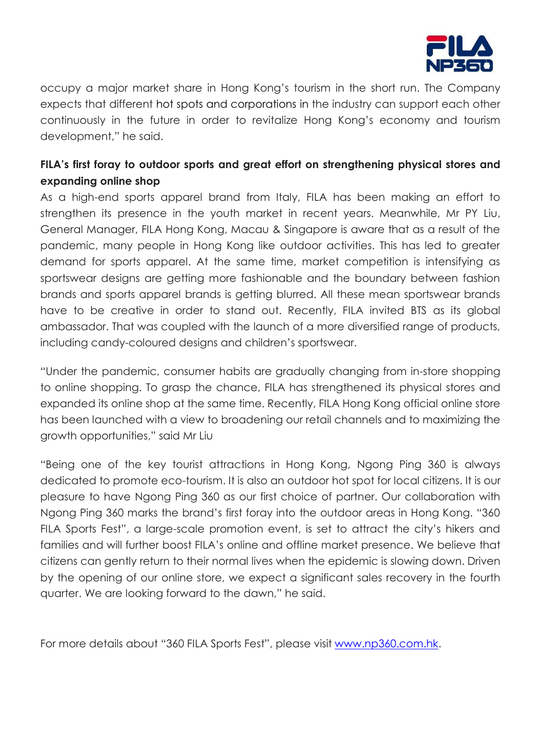occupy a major market share in Hong Kong's tourism in the short run. The Company expects that different hot spots and corporations in the industry can support each other continuously in the future in order to revitalize Hong Kong's economy and tourism development," he said.

**FILA's first foray to outdoor sports and great effort on strengthening physical stores and expanding online shop**

As a high-end sports apparel brand from Italy, FILA has been making an effort to strengthen its presence in the youth market in recent years. Meanwhile, Mr PY Liu, General Manager, FILA Hong Kong, Macau & Singapore is aware that as a result of the pandemic, many people in Hong Kong like outdoor activities. This has led to greater demand for sports apparel. At the same time, market competition is intensifying as sportswear designs are getting more fashionable and the boundary between fashion brands and sports apparel brands is getting blurred. All these mean sportswear brands have to be creative in order to stand out. Recently, FILA invited BTS as its global ambassador. That was coupled with the launch of a more diversified range of products, including candy-coloured designs and children's sportswear.

"Under the pandemic, consumer habits are gradually changing from in-store shopping to online shopping. To grasp the chance, FILA has strengthened its physical stores and expanded its online shop at the same time. Recently, FILA Hong Kong official online store has been launched with a view to broadening our retail channels and to maximizing the growth opportunities," said Mr Liu

"Being one of the key tourist attractions in Hong Kong, Ngong Ping 360 is always dedicated to promote eco-tourism. It is also an outdoor hot spot for local citizens. It is our pleasure to have Ngong Ping 360 as our first choice of partner. Our collaboration with Ngong Ping 360 marks the brand's first foray into the outdoor areas in Hong Kong. "360 FILA Sports Fest", a large-scale promotion event, is set to attract the city's hikers and families and will further boost FILA's online and offline market presence. We believe that citizens can gently return to their normal lives when the epidemic is slowing down. Driven by the opening of our online store, we expect a significant sales recovery in the fourth quarter. We are looking forward to the dawn," he said.

For more details about "360 FILA Sports Fest", please visit [www.np360.com.hk](http://www.np360.com.hk).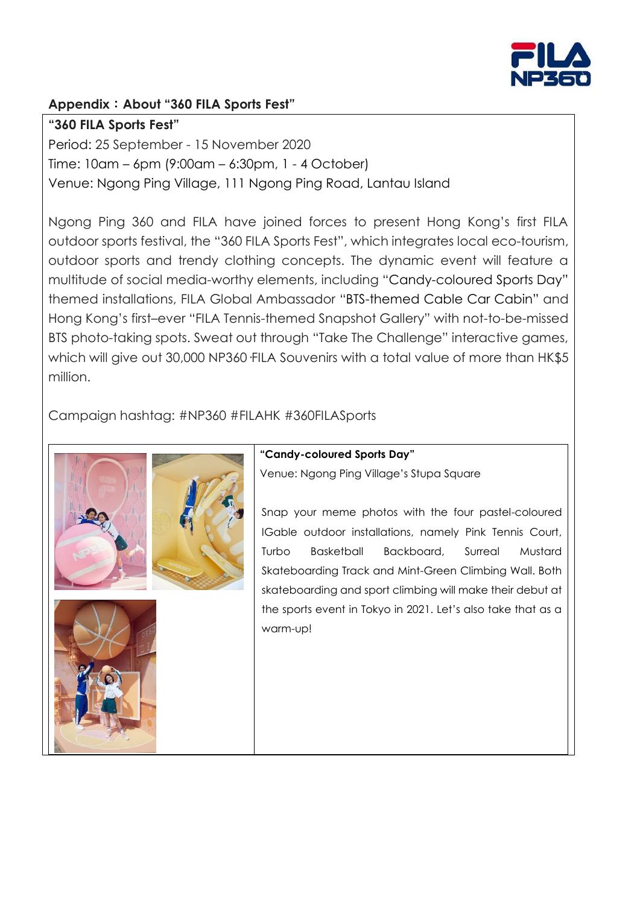## Appendix：About "360 FILA Sports Fest"

**"360 FILA Sports Fest"**

Period: 25 September - 15 November 2020

Time: 10am – 6pm (9:00am – 6:30pm, 1 - 4 October)

Venue: Ngong Ping Village, 111 Ngong Ping Road, Lantau Island

Ngong Ping 360 and FILA have joined forces to present Hong Kong's first FILA outdoor sports festival, the "360 FILA Sports Fest", which integrates local eco-tourism, outdoor sports and trendy clothing concepts. The dynamic event will feature a multitude of social media-worthy elements, including "Candy-coloured Sports Day" themed installations, FILA Global Ambassador "BTS-themed Cable Car Cabin" and Hong Kong's first–ever "FILA Tennis-themed Snapshot Gallery" with not-to-be-missed BTS photo-taking spots. Sweat out through "Take The Challenge" interactive games, which will give out 30,000 NP360‧FILA Souvenirs with a total value of more than HK$5 million.

Campaign hashtag: #NP360 #FILAHK #360FILASports

**"Candy-coloured Sports Day"**

Venue: Ngong Ping Village's Stupa Square

Snap your meme photos with the four pastel-coloured IGable outdoor installations, namely Pink Tennis Court, Turbo Basketball Backboard, Surreal Mustard Skateboarding Track and Mint-Green Climbing Wall. Both skateboarding and sport climbing will make their debut at the sports event in Tokyo in 2021. Let's also take that as a warm-up!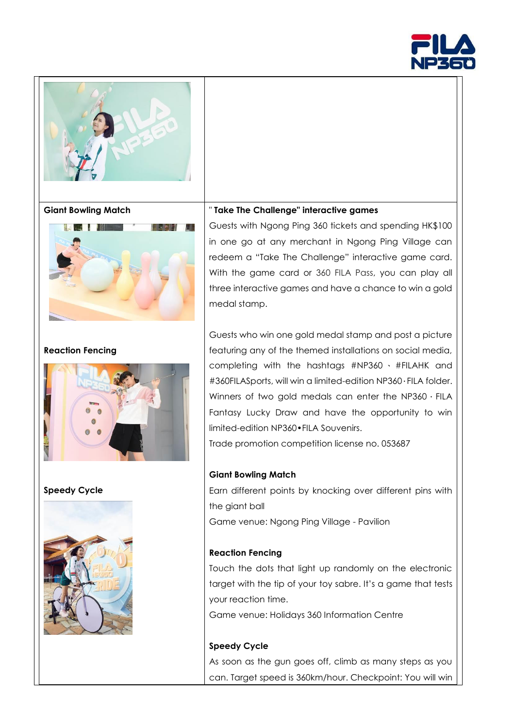| | |
|---|---|
| | |
| **Giant Bowling Match**<br><br>**Reaction Fencing**<br><br>**Speedy Cycle** | "**Take The Challenge" interactive games**<br>Guests with Ngong Ping 360 tickets and spending HK$100 in one go at any merchant in Ngong Ping Village can redeem a "Take The Challenge" interactive game card. With the game card or 360 FILA Pass, you can play all three interactive games and have a chance to win a gold medal stamp.<br><br>Guests who win one gold medal stamp and post a picture featuring any of the themed installations on social media, completing with the hashtags #NP360、#FILAHK and #360FILASports, will win a limited-edition NP360‧FILA folder. Winners of two gold medals can enter the NP360‧FILA Fantasy Lucky Draw and have the opportunity to win limited-edition NP360•FILA Souvenirs.<br>Trade promotion competition license no. 053687<br><br>**Giant Bowling Match**<br>Earn different points by knocking over different pins with the giant ball<br>Game venue: Ngong Ping Village - Pavilion<br><br>**Reaction Fencing**<br>Touch the dots that light up randomly on the electronic target with the tip of your toy sabre. It's a game that tests your reaction time.<br>Game venue: Holidays 360 Information Centre<br><br>**Speedy Cycle**<br>As soon as the gun goes off, climb as many steps as you can. Target speed is 360km/hour. Checkpoint: You will win |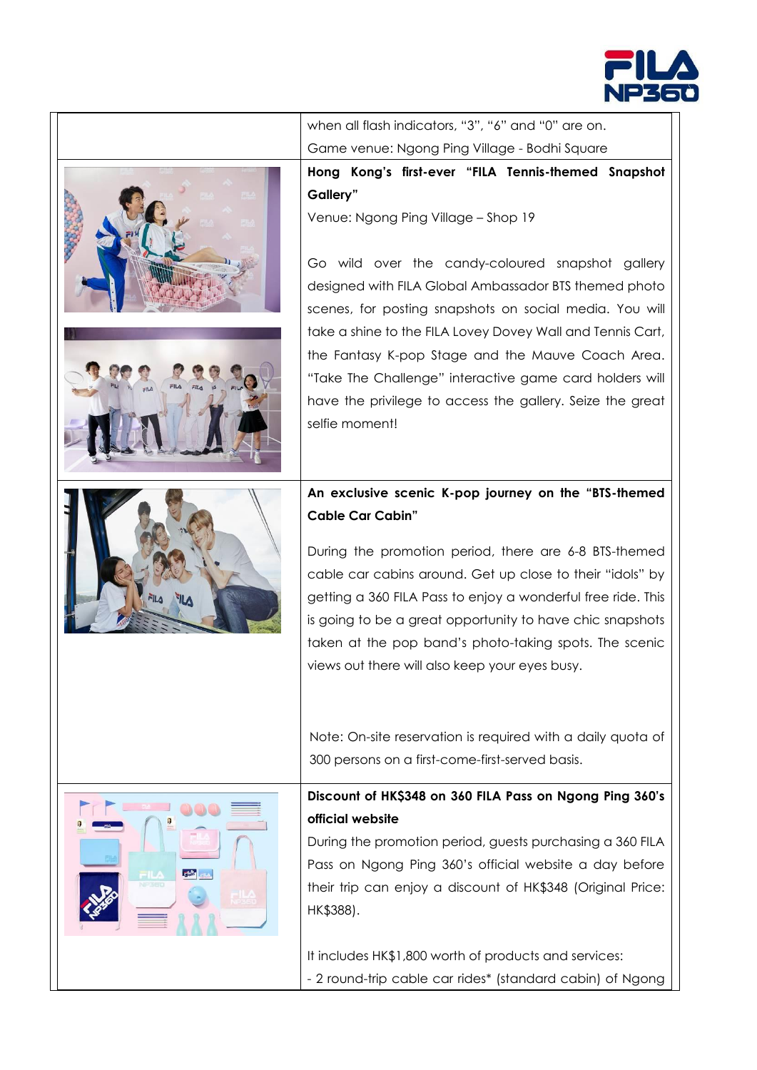| | |
|---|---|
| | when all flash indicators, "3", "6" and "0" are on.<br>Game venue: Ngong Ping Village - Bodhi Square |
| | **Hong Kong's first-ever "FILA Tennis-themed Snapshot Gallery"**<br>Venue: Ngong Ping Village – Shop 19<br><br>Go wild over the candy-coloured snapshot gallery designed with FILA Global Ambassador BTS themed photo scenes, for posting snapshots on social media. You will take a shine to the FILA Lovey Dovey Wall and Tennis Cart, the Fantasy K-pop Stage and the Mauve Coach Area. "Take The Challenge" interactive game card holders will have the privilege to access the gallery. Seize the great selfie moment! |
| | **An exclusive scenic K-pop journey on the "BTS-themed Cable Car Cabin"**<br><br>During the promotion period, there are 6-8 BTS-themed cable car cabins around. Get up close to their "idols" by getting a 360 FILA Pass to enjoy a wonderful free ride. This is going to be a great opportunity to have chic snapshots taken at the pop band's photo-taking spots. The scenic views out there will also keep your eyes busy.<br><br>Note: On-site reservation is required with a daily quota of 300 persons on a first-come-first-served basis. |
| | **Discount of HK$348 on 360 FILA Pass on Ngong Ping 360's official website**<br>During the promotion period, guests purchasing a 360 FILA Pass on Ngong Ping 360's official website a day before their trip can enjoy a discount of HK$348 (Original Price: HK$388).<br><br>It includes HK$1,800 worth of products and services:<br>- 2 round-trip cable car rides* (standard cabin) of Ngong |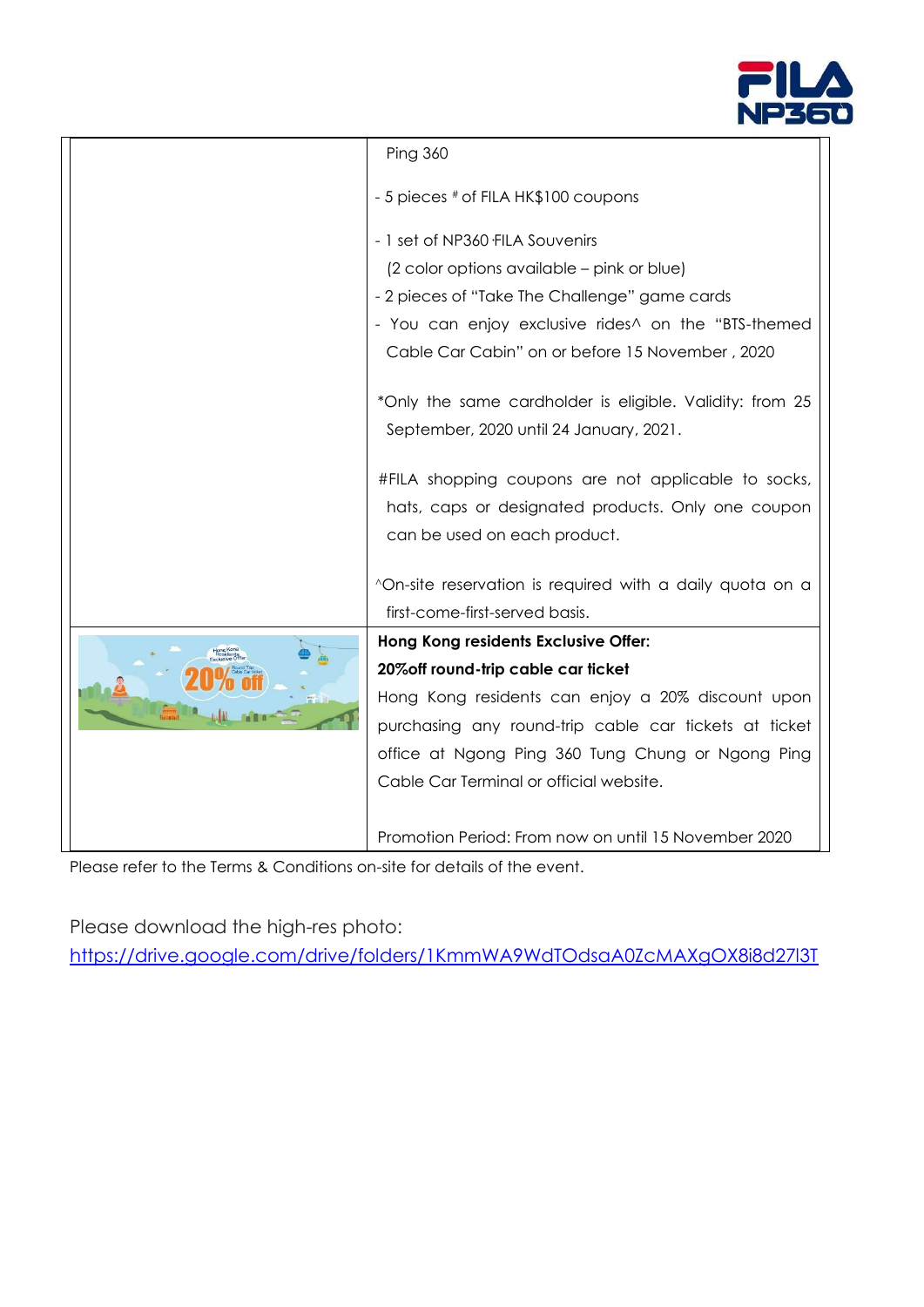| | |
|---|---|
| | Ping 360<br><br>- 5 pieces # of FILA HK$100 coupons<br><br>- 1 set of NP360‧FILA Souvenirs<br>(2 color options available – pink or blue)<br>- 2 pieces of "Take The Challenge" game cards<br>- You can enjoy exclusive rides^ on the "BTS-themed Cable Car Cabin" on or before 15 November , 2020<br><br>*Only the same cardholder is eligible. Validity: from 25 September, 2020 until 24 January, 2021.<br><br>#FILA shopping coupons are not applicable to socks, hats, caps or designated products. Only one coupon can be used on each product.<br><br>^On-site reservation is required with a daily quota on a first-come-first-served basis. |
| | **Hong Kong residents Exclusive Offer:**<br>**20%off round-trip cable car ticket**<br>Hong Kong residents can enjoy a 20% discount upon purchasing any round-trip cable car tickets at ticket office at Ngong Ping 360 Tung Chung or Ngong Ping Cable Car Terminal or official website.<br><br>Promotion Period: From now on until 15 November 2020 |

Please refer to the Terms & Conditions on-site for details of the event.

Please download the high-res photo:
https://drive.google.com/drive/folders/1KmmWA9WdTOdsaA0ZcMAXgOX8i8d27l3T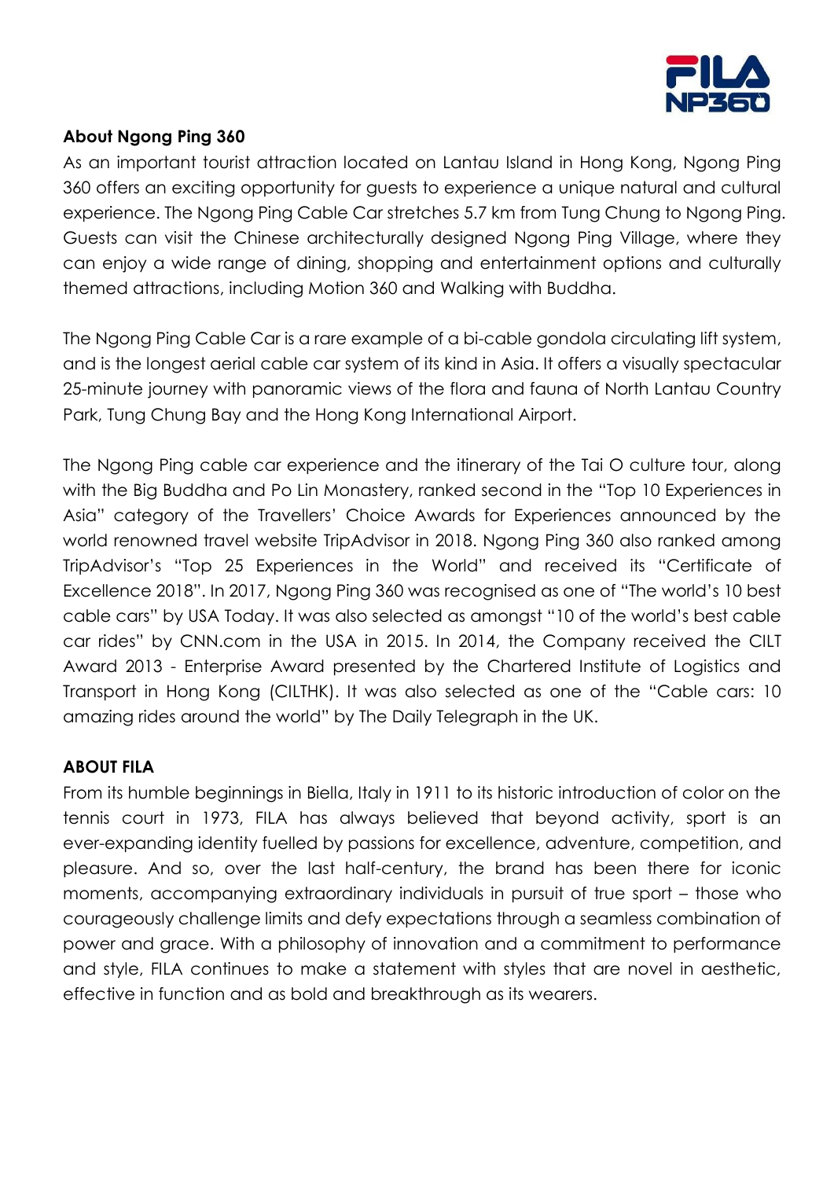## About Ngong Ping 360

As an important tourist attraction located on Lantau Island in Hong Kong, Ngong Ping 360 offers an exciting opportunity for guests to experience a unique natural and cultural experience. The Ngong Ping Cable Car stretches 5.7 km from Tung Chung to Ngong Ping. Guests can visit the Chinese architecturally designed Ngong Ping Village, where they can enjoy a wide range of dining, shopping and entertainment options and culturally themed attractions, including Motion 360 and Walking with Buddha.

The Ngong Ping Cable Car is a rare example of a bi-cable gondola circulating lift system, and is the longest aerial cable car system of its kind in Asia. It offers a visually spectacular 25-minute journey with panoramic views of the flora and fauna of North Lantau Country Park, Tung Chung Bay and the Hong Kong International Airport.

The Ngong Ping cable car experience and the itinerary of the Tai O culture tour, along with the Big Buddha and Po Lin Monastery, ranked second in the "Top 10 Experiences in Asia" category of the Travellers' Choice Awards for Experiences announced by the world renowned travel website TripAdvisor in 2018. Ngong Ping 360 also ranked among TripAdvisor's "Top 25 Experiences in the World" and received its "Certificate of Excellence 2018". In 2017, Ngong Ping 360 was recognised as one of "The world's 10 best cable cars" by USA Today. It was also selected as amongst "10 of the world's best cable car rides" by CNN.com in the USA in 2015. In 2014, the Company received the CILT Award 2013 - Enterprise Award presented by the Chartered Institute of Logistics and Transport in Hong Kong (CILTHK). It was also selected as one of the "Cable cars: 10 amazing rides around the world" by The Daily Telegraph in the UK.

## ABOUT FILA

From its humble beginnings in Biella, Italy in 1911 to its historic introduction of color on the tennis court in 1973, FILA has always believed that beyond activity, sport is an ever-expanding identity fuelled by passions for excellence, adventure, competition, and pleasure. And so, over the last half-century, the brand has been there for iconic moments, accompanying extraordinary individuals in pursuit of true sport – those who courageously challenge limits and defy expectations through a seamless combination of power and grace. With a philosophy of innovation and a commitment to performance and style, FILA continues to make a statement with styles that are novel in aesthetic, effective in function and as bold and breakthrough as its wearers.